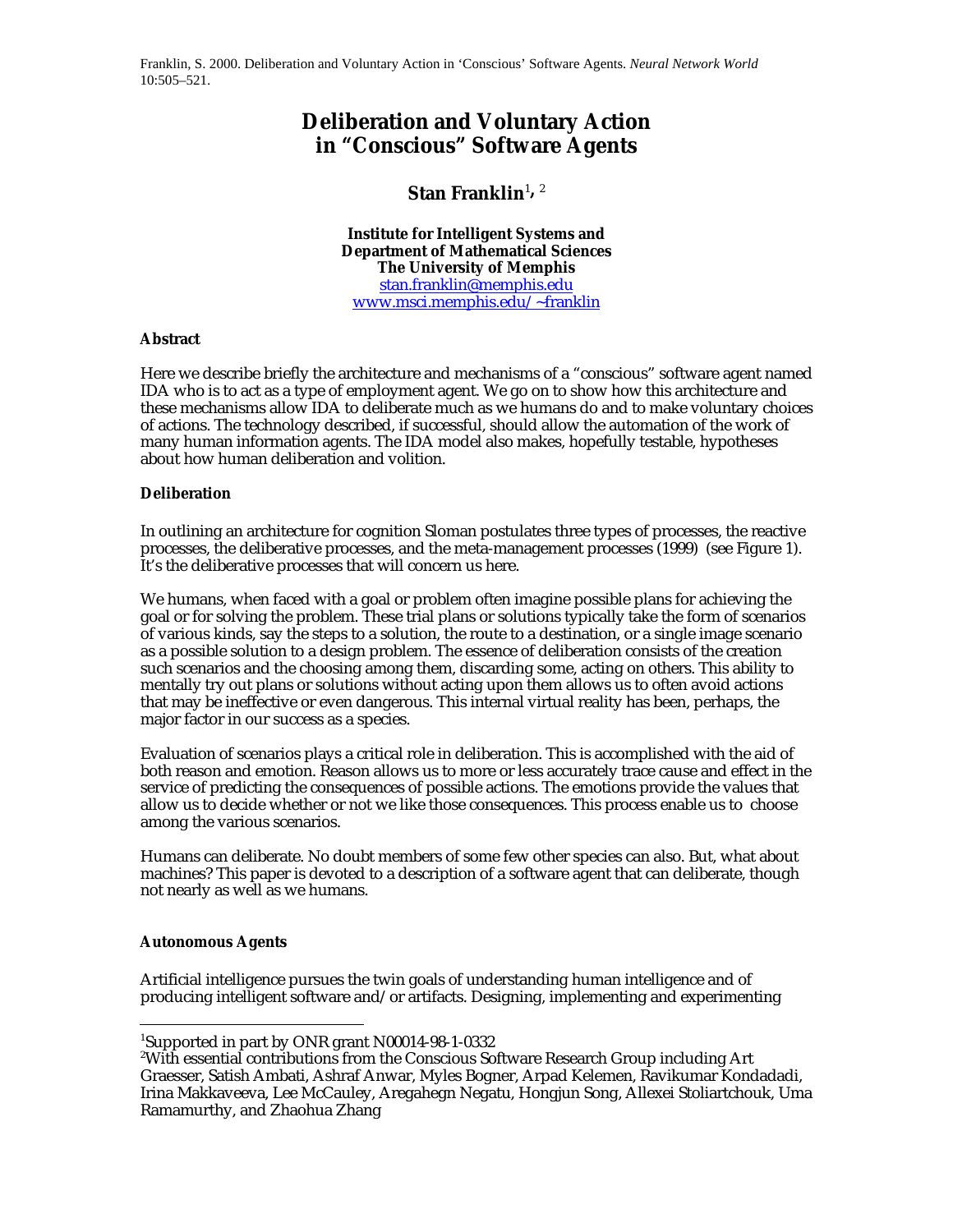Franklin, S. 2000. Deliberation and Voluntary Action in 'Conscious' Software Agents. *Neural Network World* 10:505–521.

# Deliberation and Voluntary Action in "Conscious" Software Agents

## Stan Franklin[1, 2]

**Institute for Intelligent Systems and**
**Department of Mathematical Sciences**
**The University of Memphis**
stan.franklin@memphis.edu
www.msci.memphis.edu/~franklin

### Abstract

Here we describe briefly the architecture and mechanisms of a "conscious" software agent named IDA who is to act as a type of employment agent. We go on to show how this architecture and these mechanisms allow IDA to deliberate much as we humans do and to make voluntary choices of actions. The technology described, if successful, should allow the automation of the work of many human information agents. The IDA model also makes, hopefully testable, hypotheses about how human deliberation and volition.

### Deliberation

In outlining an architecture for cognition Sloman postulates three types of processes, the reactive processes, the deliberative processes, and the meta-management processes (1999) (see Figure 1). It's the deliberative processes that will concern us here.

We humans, when faced with a goal or problem often imagine possible plans for achieving the goal or for solving the problem. These trial plans or solutions typically take the form of scenarios of various kinds, say the steps to a solution, the route to a destination, or a single image scenario as a possible solution to a design problem. The essence of deliberation consists of the creation such scenarios and the choosing among them, discarding some, acting on others. This ability to mentally try out plans or solutions without acting upon them allows us to often avoid actions that may be ineffective or even dangerous. This internal virtual reality has been, perhaps, the major factor in our success as a species.

Evaluation of scenarios plays a critical role in deliberation. This is accomplished with the aid of both reason and emotion. Reason allows us to more or less accurately trace cause and effect in the service of predicting the consequences of possible actions. The emotions provide the values that allow us to decide whether or not we like those consequences. This process enable us to choose among the various scenarios.

Humans can deliberate. No doubt members of some few other species can also. But, what about machines? This paper is devoted to a description of a software agent that can deliberate, though not nearly as well as we humans.

### Autonomous Agents

Artificial intelligence pursues the twin goals of understanding human intelligence and of producing intelligent software and/or artifacts. Designing, implementing and experimenting

---

[1]Supported in part by ONR grant N00014-98-1-0332

[2]With essential contributions from the Conscious Software Research Group including Art Graesser, Satish Ambati, Ashraf Anwar, Myles Bogner, Arpad Kelemen, Ravikumar Kondadadi, Irina Makkaveeva, Lee McCauley, Aregahegn Negatu, Hongjun Song, Allexei Stoliartchouk, Uma Ramamurthy, and Zhaohua Zhang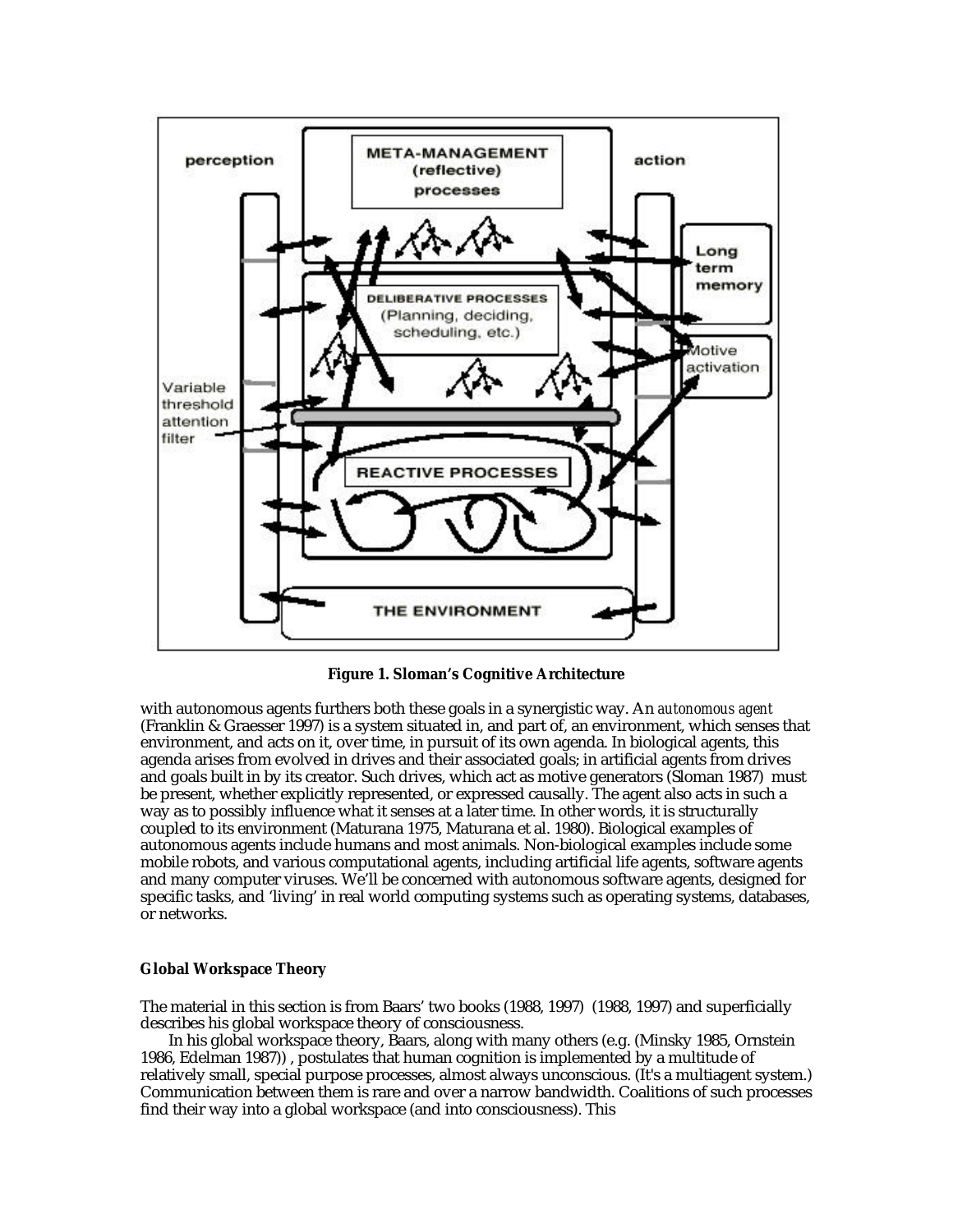**Figure 1. Sloman's Cognitive Architecture**

with autonomous agents furthers both these goals in a synergistic way. An *autonomous agent* (Franklin & Graesser 1997) is a system situated in, and part of, an environment, which senses that environment, and acts on it, over time, in pursuit of its own agenda. In biological agents, this agenda arises from evolved in drives and their associated goals; in artificial agents from drives and goals built in by its creator. Such drives, which act as motive generators (Sloman 1987) must be present, whether explicitly represented, or expressed causally. The agent also acts in such a way as to possibly influence what it senses at a later time. In other words, it is structurally coupled to its environment (Maturana 1975, Maturana et al. 1980). Biological examples of autonomous agents include humans and most animals. Non-biological examples include some mobile robots, and various computational agents, including artificial life agents, software agents and many computer viruses. We'll be concerned with autonomous software agents, designed for specific tasks, and 'living' in real world computing systems such as operating systems, databases, or networks.

### Global Workspace Theory

The material in this section is from Baars' two books (1988, 1997) (1988, 1997) and superficially describes his global workspace theory of consciousness.

In his global workspace theory, Baars, along with many others (e.g. (Minsky 1985, Ornstein 1986, Edelman 1987)) , postulates that human cognition is implemented by a multitude of relatively small, special purpose processes, almost always unconscious. (It's a multiagent system.) Communication between them is rare and over a narrow bandwidth. Coalitions of such processes find their way into a global workspace (and into consciousness). This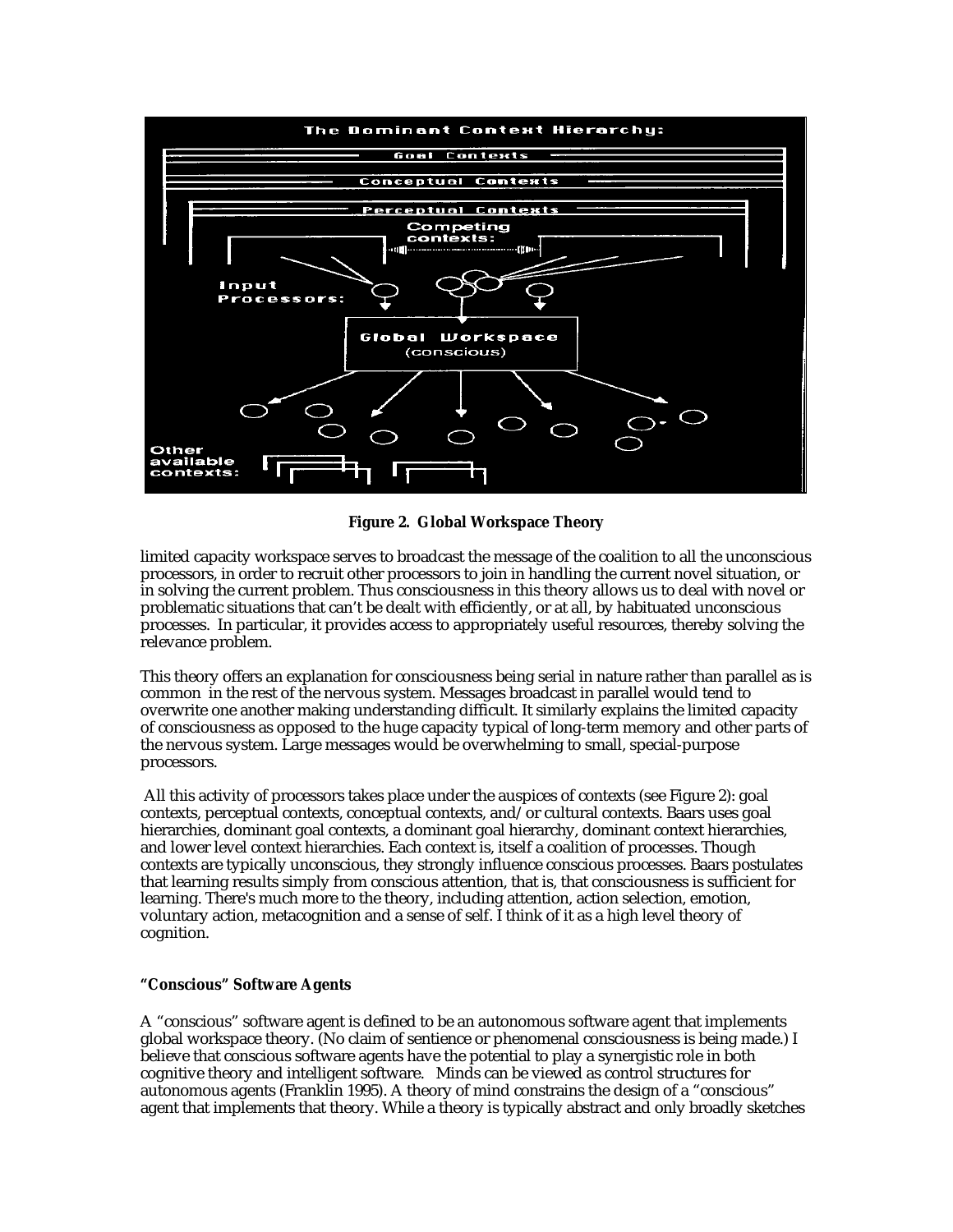The Dominant Context Hierarchy:

Goal Contexts

Conceptual Contexts

Perceptual Contexts

Competing contexts:

Input Processors:

Global Workspace (conscious)

Other available contexts:

**Figure 2. Global Workspace Theory**

limited capacity workspace serves to broadcast the message of the coalition to all the unconscious processors, in order to recruit other processors to join in handling the current novel situation, or in solving the current problem. Thus consciousness in this theory allows us to deal with novel or problematic situations that can't be dealt with efficiently, or at all, by habituated unconscious processes. In particular, it provides access to appropriately useful resources, thereby solving the relevance problem.

This theory offers an explanation for consciousness being serial in nature rather than parallel as is common in the rest of the nervous system. Messages broadcast in parallel would tend to overwrite one another making understanding difficult. It similarly explains the limited capacity of consciousness as opposed to the huge capacity typical of long-term memory and other parts of the nervous system. Large messages would be overwhelming to small, special-purpose processors.

All this activity of processors takes place under the auspices of contexts (see Figure 2): goal contexts, perceptual contexts, conceptual contexts, and/or cultural contexts. Baars uses goal hierarchies, dominant goal contexts, a dominant goal hierarchy, dominant context hierarchies, and lower level context hierarchies. Each context is, itself a coalition of processes. Though contexts are typically unconscious, they strongly influence conscious processes. Baars postulates that learning results simply from conscious attention, that is, that consciousness is sufficient for learning. There's much more to the theory, including attention, action selection, emotion, voluntary action, metacognition and a sense of self. I think of it as a high level theory of cognition.

### "Conscious" Software Agents

A "conscious" software agent is defined to be an autonomous software agent that implements global workspace theory. (No claim of sentience or phenomenal consciousness is being made.) I believe that conscious software agents have the potential to play a synergistic role in both cognitive theory and intelligent software. Minds can be viewed as control structures for autonomous agents (Franklin 1995). A theory of mind constrains the design of a "conscious" agent that implements that theory. While a theory is typically abstract and only broadly sketches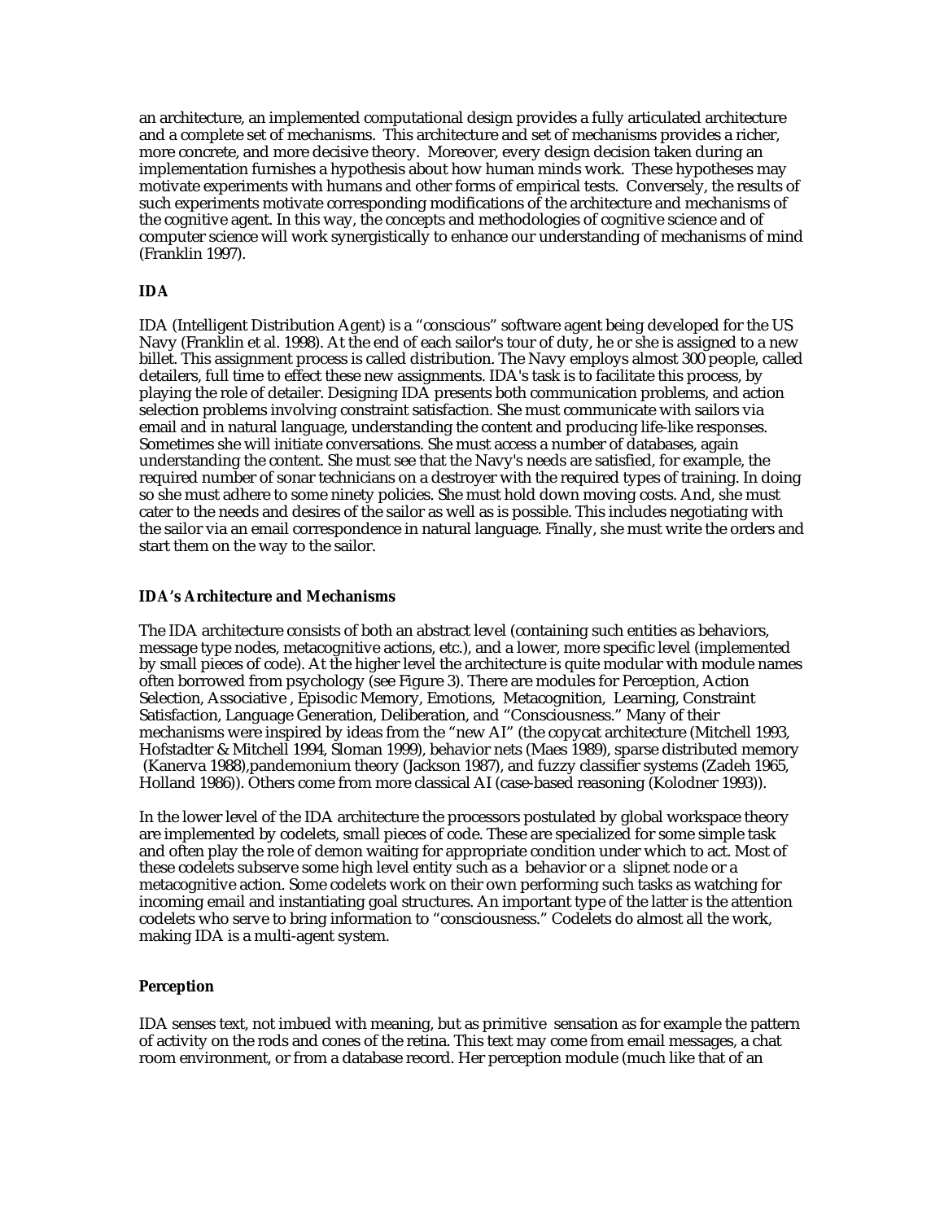an architecture, an implemented computational design provides a fully articulated architecture and a complete set of mechanisms. This architecture and set of mechanisms provides a richer, more concrete, and more decisive theory. Moreover, every design decision taken during an implementation furnishes a hypothesis about how human minds work. These hypotheses may motivate experiments with humans and other forms of empirical tests. Conversely, the results of such experiments motivate corresponding modifications of the architecture and mechanisms of the cognitive agent. In this way, the concepts and methodologies of cognitive science and of computer science will work synergistically to enhance our understanding of mechanisms of mind (Franklin 1997).

**IDA**

IDA (Intelligent Distribution Agent) is a "conscious" software agent being developed for the US Navy (Franklin et al. 1998). At the end of each sailor's tour of duty, he or she is assigned to a new billet. This assignment process is called distribution. The Navy employs almost 300 people, called detailers, full time to effect these new assignments. IDA's task is to facilitate this process, by playing the role of detailer. Designing IDA presents both communication problems, and action selection problems involving constraint satisfaction. She must communicate with sailors via email and in natural language, understanding the content and producing life-like responses. Sometimes she will initiate conversations. She must access a number of databases, again understanding the content. She must see that the Navy's needs are satisfied, for example, the required number of sonar technicians on a destroyer with the required types of training. In doing so she must adhere to some ninety policies. She must hold down moving costs. And, she must cater to the needs and desires of the sailor as well as is possible. This includes negotiating with the sailor via an email correspondence in natural language. Finally, she must write the orders and start them on the way to the sailor.

**IDA's Architecture and Mechanisms**

The IDA architecture consists of both an abstract level (containing such entities as behaviors, message type nodes, metacognitive actions, etc.), and a lower, more specific level (implemented by small pieces of code). At the higher level the architecture is quite modular with module names often borrowed from psychology (see Figure 3). There are modules for Perception, Action Selection, Associative , Episodic Memory, Emotions, Metacognition, Learning, Constraint Satisfaction, Language Generation, Deliberation, and "Consciousness." Many of their mechanisms were inspired by ideas from the "new AI" (the copycat architecture (Mitchell 1993, Hofstadter & Mitchell 1994, Sloman 1999), behavior nets (Maes 1989), sparse distributed memory (Kanerva 1988),pandemonium theory (Jackson 1987), and fuzzy classifier systems (Zadeh 1965, Holland 1986)). Others come from more classical AI (case-based reasoning (Kolodner 1993)).

In the lower level of the IDA architecture the processors postulated by global workspace theory are implemented by codelets, small pieces of code. These are specialized for some simple task and often play the role of demon waiting for appropriate condition under which to act. Most of these codelets subserve some high level entity such as a behavior or a slipnet node or a metacognitive action. Some codelets work on their own performing such tasks as watching for incoming email and instantiating goal structures. An important type of the latter is the attention codelets who serve to bring information to "consciousness." Codelets do almost all the work, making IDA is a multi-agent system.

**Perception**

IDA senses text, not imbued with meaning, but as primitive sensation as for example the pattern of activity on the rods and cones of the retina. This text may come from email messages, a chat room environment, or from a database record. Her perception module (much like that of an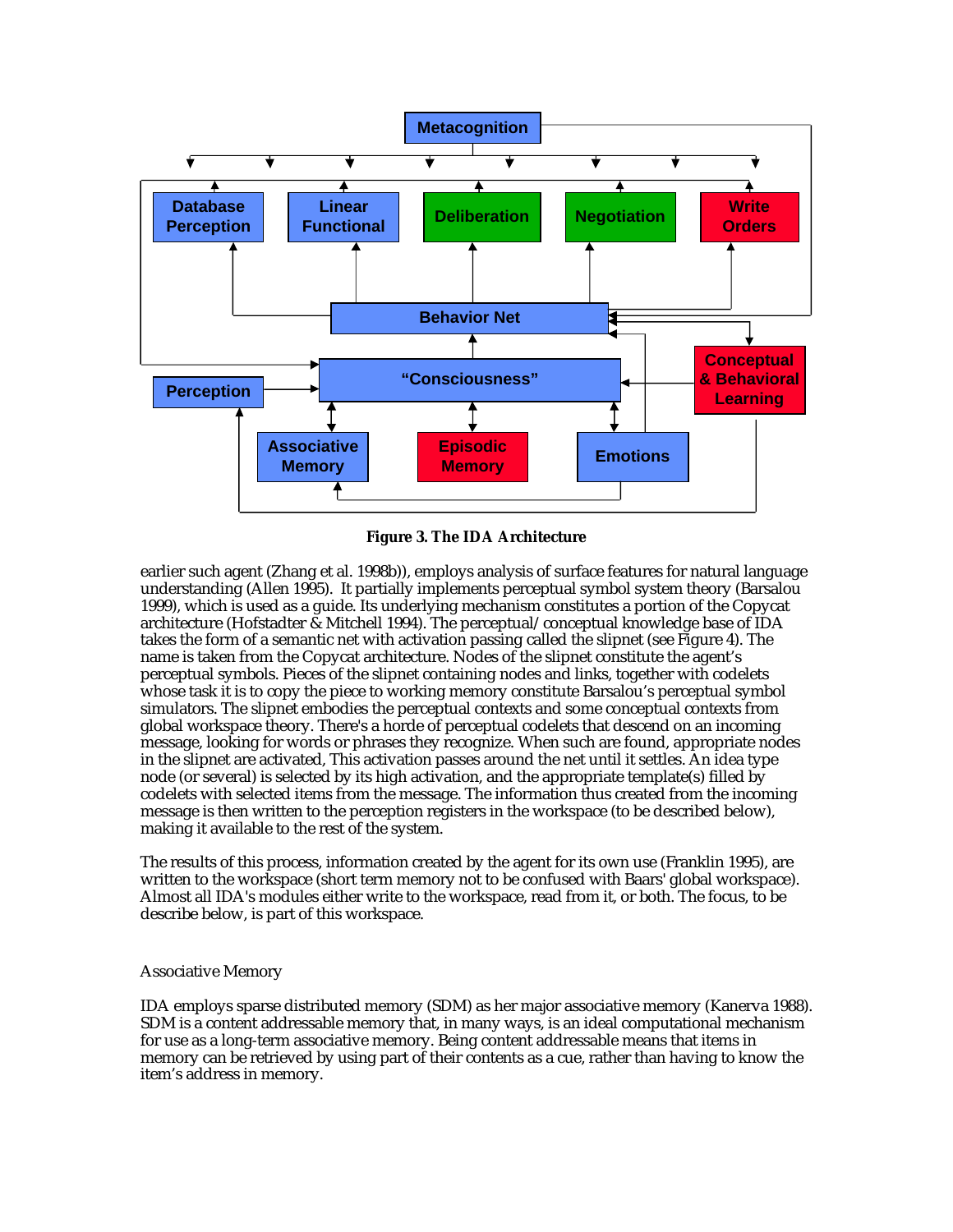Metacognition

Database Perception

Linear Functional

Deliberation

Negotiation

Write Orders

Behavior Net

Conceptual & Behavioral Learning

Perception

“Consciousness”

Associative Memory

Episodic Memory

Emotions

**Figure 3. The IDA Architecture**

earlier such agent (Zhang et al. 1998b)), employs analysis of surface features for natural language understanding (Allen 1995). It partially implements perceptual symbol system theory (Barsalou 1999), which is used as a guide. Its underlying mechanism constitutes a portion of the Copycat architecture (Hofstadter & Mitchell 1994). The perceptual/conceptual knowledge base of IDA takes the form of a semantic net with activation passing called the slipnet (see Figure 4). The name is taken from the Copycat architecture. Nodes of the slipnet constitute the agent's perceptual symbols. Pieces of the slipnet containing nodes and links, together with codelets whose task it is to copy the piece to working memory constitute Barsalou's perceptual symbol simulators. The slipnet embodies the perceptual contexts and some conceptual contexts from global workspace theory. There's a horde of perceptual codelets that descend on an incoming message, looking for words or phrases they recognize. When such are found, appropriate nodes in the slipnet are activated, This activation passes around the net until it settles. An idea type node (or several) is selected by its high activation, and the appropriate template(s) filled by codelets with selected items from the message. The information thus created from the incoming message is then written to the perception registers in the workspace (to be described below), making it available to the rest of the system.

The results of this process, information created by the agent for its own use (Franklin 1995), are written to the workspace (short term memory not to be confused with Baars' global workspace). Almost all IDA's modules either write to the workspace, read from it, or both. The focus, to be describe below, is part of this workspace.

## Associative Memory

IDA employs sparse distributed memory (SDM) as her major associative memory (Kanerva 1988). SDM is a content addressable memory that, in many ways, is an ideal computational mechanism for use as a long-term associative memory. Being content addressable means that items in memory can be retrieved by using part of their contents as a cue, rather than having to know the item's address in memory.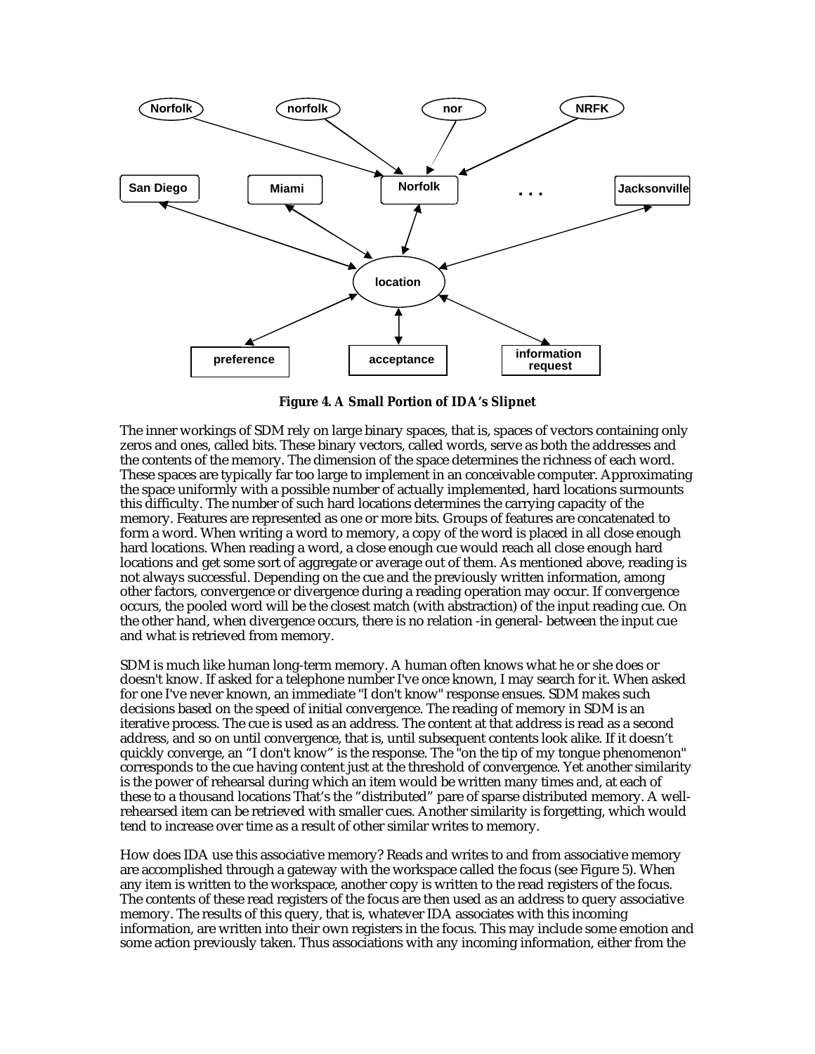**Figure 4. A Small Portion of IDA's Slipnet**

The inner workings of SDM rely on large binary spaces, that is, spaces of vectors containing only zeros and ones, called bits. These binary vectors, called words, serve as both the addresses and the contents of the memory. The dimension of the space determines the richness of each word. These spaces are typically far too large to implement in an conceivable computer. Approximating the space uniformly with a possible number of actually implemented, hard locations surmounts this difficulty. The number of such hard locations determines the carrying capacity of the memory. Features are represented as one or more bits. Groups of features are concatenated to form a word. When writing a word to memory, a copy of the word is placed in all close enough hard locations. When reading a word, a close enough cue would reach all close enough hard locations and get some sort of aggregate or average out of them. As mentioned above, reading is not always successful. Depending on the cue and the previously written information, among other factors, convergence or divergence during a reading operation may occur. If convergence occurs, the pooled word will be the closest match (with abstraction) of the input reading cue. On the other hand, when divergence occurs, there is no relation -in general- between the input cue and what is retrieved from memory.

SDM is much like human long-term memory. A human often knows what he or she does or doesn't know. If asked for a telephone number I've once known, I may search for it. When asked for one I've never known, an immediate "I don't know" response ensues. SDM makes such decisions based on the speed of initial convergence. The reading of memory in SDM is an iterative process. The cue is used as an address. The content at that address is read as a second address, and so on until convergence, that is, until subsequent contents look alike. If it doesn't quickly converge, an "I don't know" is the response. The "on the tip of my tongue phenomenon" corresponds to the cue having content just at the threshold of convergence. Yet another similarity is the power of rehearsal during which an item would be written many times and, at each of these to a thousand locations That's the "distributed" pare of sparse distributed memory. A well-rehearsed item can be retrieved with smaller cues. Another similarity is forgetting, which would tend to increase over time as a result of other similar writes to memory.

How does IDA use this associative memory? Reads and writes to and from associative memory are accomplished through a gateway with the workspace called the focus (see Figure 5). When any item is written to the workspace, another copy is written to the read registers of the focus. The contents of these read registers of the focus are then used as an address to query associative memory. The results of this query, that is, whatever IDA associates with this incoming information, are written into their own registers in the focus. This may include some emotion and some action previously taken. Thus associations with any incoming information, either from the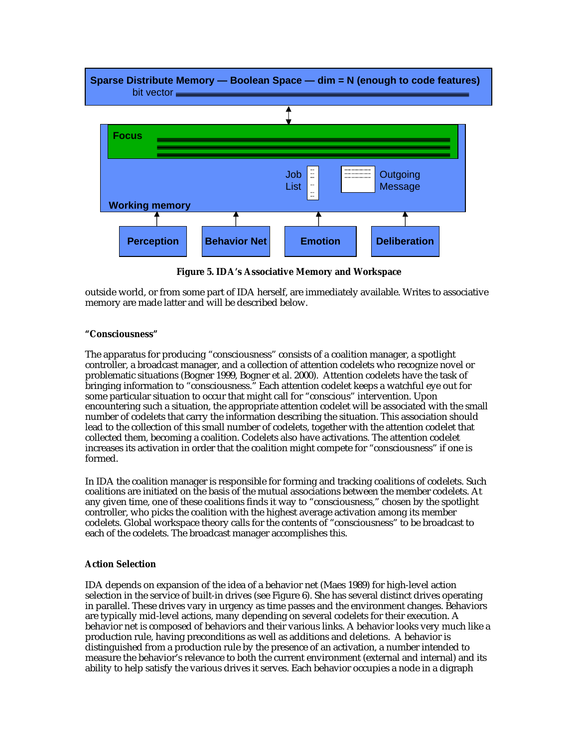Sparse Distribute Memory — Boolean Space — dim = N (enough to code features)

bit vector

Focus

Job List

Outgoing Message

Working memory

Perception

Behavior Net

Emotion

Deliberation

**Figure 5. IDA's Associative Memory and Workspace**

outside world, or from some part of IDA herself, are immediately available. Writes to associative memory are made latter and will be described below.

**"Consciousness"**

The apparatus for producing "consciousness" consists of a coalition manager, a spotlight controller, a broadcast manager, and a collection of attention codelets who recognize novel or problematic situations (Bogner 1999, Bogner et al. 2000). Attention codelets have the task of bringing information to "consciousness." Each attention codelet keeps a watchful eye out for some particular situation to occur that might call for "conscious" intervention. Upon encountering such a situation, the appropriate attention codelet will be associated with the small number of codelets that carry the information describing the situation. This association should lead to the collection of this small number of codelets, together with the attention codelet that collected them, becoming a coalition. Codelets also have activations. The attention codelet increases its activation in order that the coalition might compete for "consciousness" if one is formed.

In IDA the coalition manager is responsible for forming and tracking coalitions of codelets. Such coalitions are initiated on the basis of the mutual associations between the member codelets. At any given time, one of these coalitions finds it way to "consciousness," chosen by the spotlight controller, who picks the coalition with the highest average activation among its member codelets. Global workspace theory calls for the contents of "consciousness" to be broadcast to each of the codelets. The broadcast manager accomplishes this.

**Action Selection**

IDA depends on expansion of the idea of a behavior net (Maes 1989) for high-level action selection in the service of built-in drives (see Figure 6). She has several distinct drives operating in parallel. These drives vary in urgency as time passes and the environment changes. Behaviors are typically mid-level actions, many depending on several codelets for their execution. A behavior net is composed of behaviors and their various links. A behavior looks very much like a production rule, having preconditions as well as additions and deletions. A behavior is distinguished from a production rule by the presence of an activation, a number intended to measure the behavior's relevance to both the current environment (external and internal) and its ability to help satisfy the various drives it serves. Each behavior occupies a node in a digraph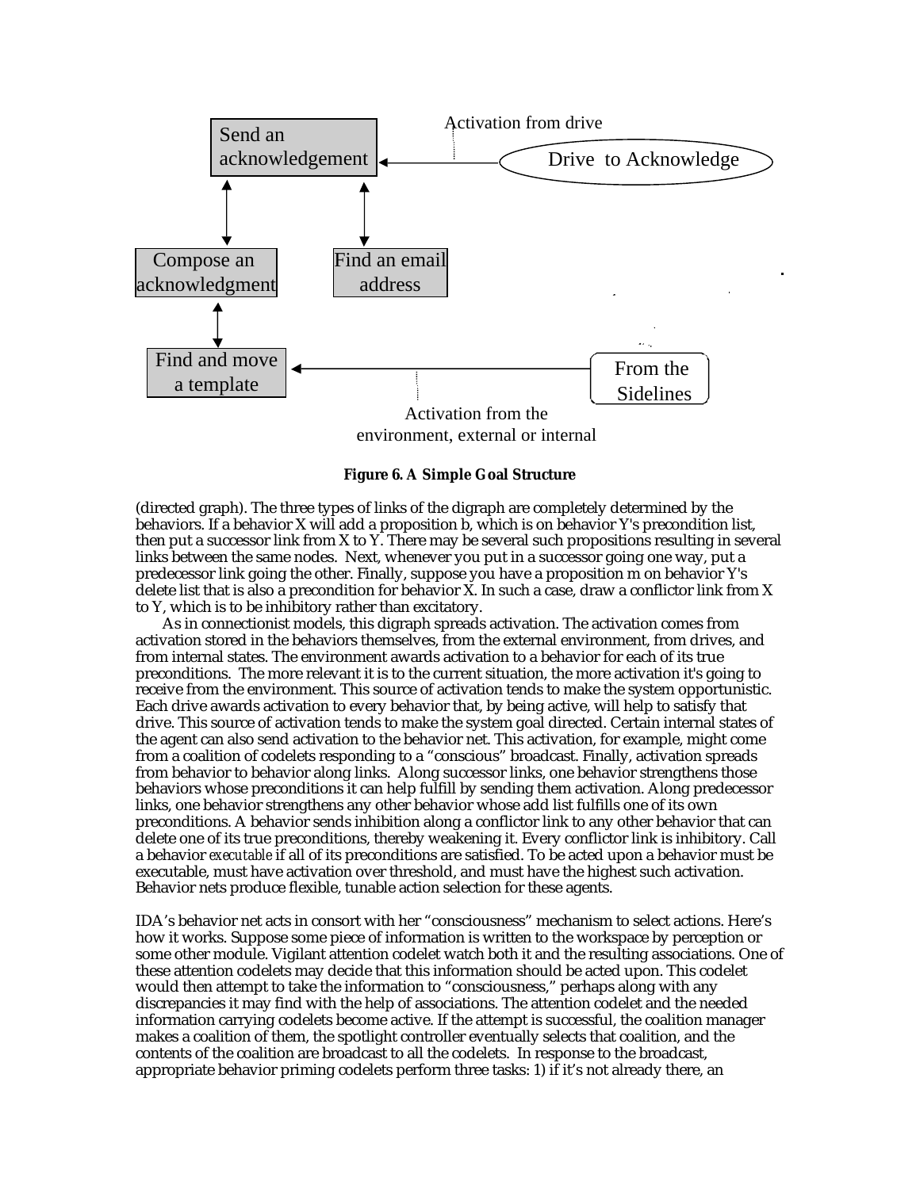Send an acknowledgement

Activation from drive

Drive to Acknowledge

Compose an acknowledgment

Find an email address

Find and move a template

From the Sidelines

Activation from the environment, external or internal

**Figure 6. A Simple Goal Structure**

(directed graph). The three types of links of the digraph are completely determined by the behaviors. If a behavior X will add a proposition b, which is on behavior Y's precondition list, then put a successor link from X to Y. There may be several such propositions resulting in several links between the same nodes. Next, whenever you put in a successor going one way, put a predecessor link going the other. Finally, suppose you have a proposition m on behavior Y's delete list that is also a precondition for behavior X. In such a case, draw a conflictor link from X to Y, which is to be inhibitory rather than excitatory.

As in connectionist models, this digraph spreads activation. The activation comes from activation stored in the behaviors themselves, from the external environment, from drives, and from internal states. The environment awards activation to a behavior for each of its true preconditions. The more relevant it is to the current situation, the more activation it's going to receive from the environment. This source of activation tends to make the system opportunistic. Each drive awards activation to every behavior that, by being active, will help to satisfy that drive. This source of activation tends to make the system goal directed. Certain internal states of the agent can also send activation to the behavior net. This activation, for example, might come from a coalition of codelets responding to a “conscious” broadcast. Finally, activation spreads from behavior to behavior along links. Along successor links, one behavior strengthens those behaviors whose preconditions it can help fulfill by sending them activation. Along predecessor links, one behavior strengthens any other behavior whose add list fulfills one of its own preconditions. A behavior sends inhibition along a conflictor link to any other behavior that can delete one of its true preconditions, thereby weakening it. Every conflictor link is inhibitory. Call a behavior *executable* if all of its preconditions are satisfied. To be acted upon a behavior must be executable, must have activation over threshold, and must have the highest such activation. Behavior nets produce flexible, tunable action selection for these agents.

IDA’s behavior net acts in consort with her “consciousness” mechanism to select actions. Here’s how it works. Suppose some piece of information is written to the workspace by perception or some other module. Vigilant attention codelet watch both it and the resulting associations. One of these attention codelets may decide that this information should be acted upon. This codelet would then attempt to take the information to “consciousness,” perhaps along with any discrepancies it may find with the help of associations. The attention codelet and the needed information carrying codelets become active. If the attempt is successful, the coalition manager makes a coalition of them, the spotlight controller eventually selects that coalition, and the contents of the coalition are broadcast to all the codelets. In response to the broadcast, appropriate behavior priming codelets perform three tasks: 1) if it’s not already there, an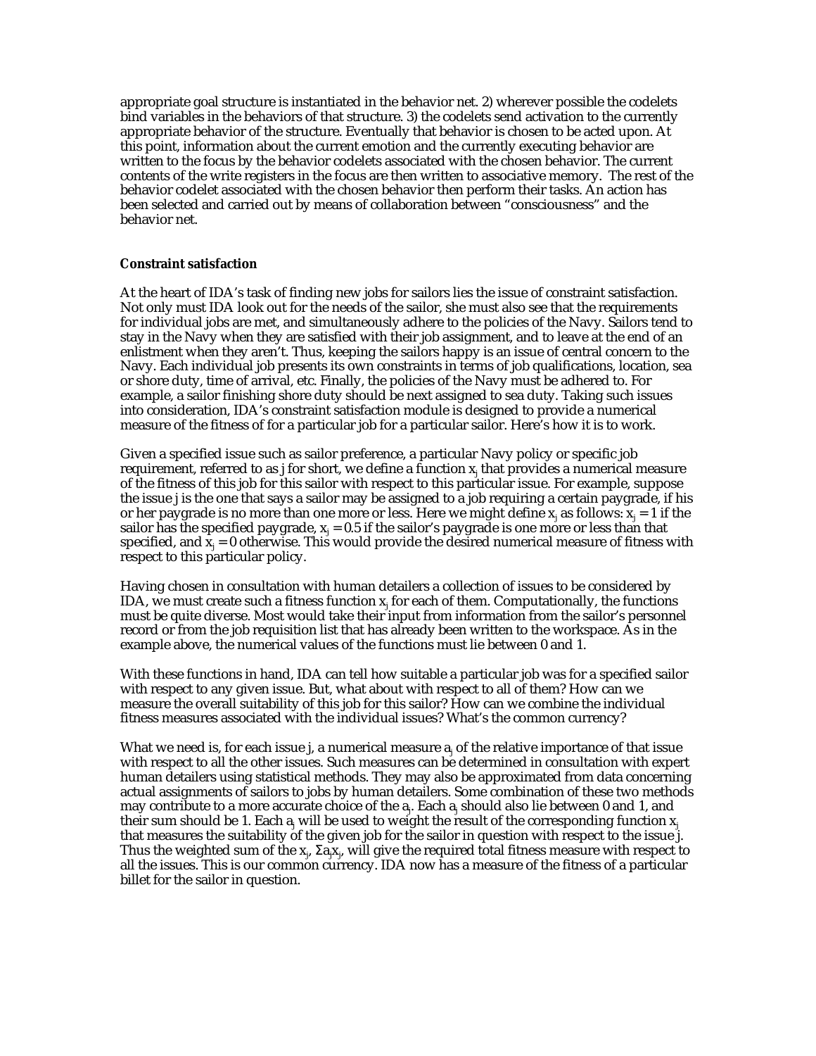appropriate goal structure is instantiated in the behavior net. 2) wherever possible the codelets bind variables in the behaviors of that structure. 3) the codelets send activation to the currently appropriate behavior of the structure. Eventually that behavior is chosen to be acted upon. At this point, information about the current emotion and the currently executing behavior are written to the focus by the behavior codelets associated with the chosen behavior. The current contents of the write registers in the focus are then written to associative memory. The rest of the behavior codelet associated with the chosen behavior then perform their tasks. An action has been selected and carried out by means of collaboration between "consciousness" and the behavior net.

**Constraint satisfaction**

At the heart of IDA's task of finding new jobs for sailors lies the issue of constraint satisfaction. Not only must IDA look out for the needs of the sailor, she must also see that the requirements for individual jobs are met, and simultaneously adhere to the policies of the Navy. Sailors tend to stay in the Navy when they are satisfied with their job assignment, and to leave at the end of an enlistment when they aren't. Thus, keeping the sailors happy is an issue of central concern to the Navy. Each individual job presents its own constraints in terms of job qualifications, location, sea or shore duty, time of arrival, etc. Finally, the policies of the Navy must be adhered to. For example, a sailor finishing shore duty should be next assigned to sea duty. Taking such issues into consideration, IDA's constraint satisfaction module is designed to provide a numerical measure of the fitness of for a particular job for a particular sailor. Here's how it is to work.

Given a specified issue such as sailor preference, a particular Navy policy or specific job requirement, referred to as j for short, we define a function $x_j$ that provides a numerical measure of the fitness of this job for this sailor with respect to this particular issue. For example, suppose the issue j is the one that says a sailor may be assigned to a job requiring a certain paygrade, if his or her paygrade is no more than one more or less. Here we might define $x_j$ as follows: $x_j = 1$ if the sailor has the specified paygrade, $x_j = 0.5$ if the sailor's paygrade is one more or less than that specified, and $x_j = 0$ otherwise. This would provide the desired numerical measure of fitness with respect to this particular policy.

Having chosen in consultation with human detailers a collection of issues to be considered by IDA, we must create such a fitness function $x_j$ for each of them. Computationally, the functions must be quite diverse. Most would take their input from information from the sailor's personnel record or from the job requisition list that has already been written to the workspace. As in the example above, the numerical values of the functions must lie between 0 and 1.

With these functions in hand, IDA can tell how suitable a particular job was for a specified sailor with respect to any given issue. But, what about with respect to all of them? How can we measure the overall suitability of this job for this sailor? How can we combine the individual fitness measures associated with the individual issues? What's the common currency?

What we need is, for each issue j, a numerical measure $a_j$ of the relative importance of that issue with respect to all the other issues. Such measures can be determined in consultation with expert human detailers using statistical methods. They may also be approximated from data concerning actual assignments of sailors to jobs by human detailers. Some combination of these two methods may contribute to a more accurate choice of the $a_j$. Each $a_j$ should also lie between 0 and 1, and their sum should be 1. Each $a_j$ will be used to weight the result of the corresponding function $x_j$ that measures the suitability of the given job for the sailor in question with respect to the issue j. Thus the weighted sum of the $x_j$, $\Sigma a_j x_j$, will give the required total fitness measure with respect to all the issues. This is our common currency. IDA now has a measure of the fitness of a particular billet for the sailor in question.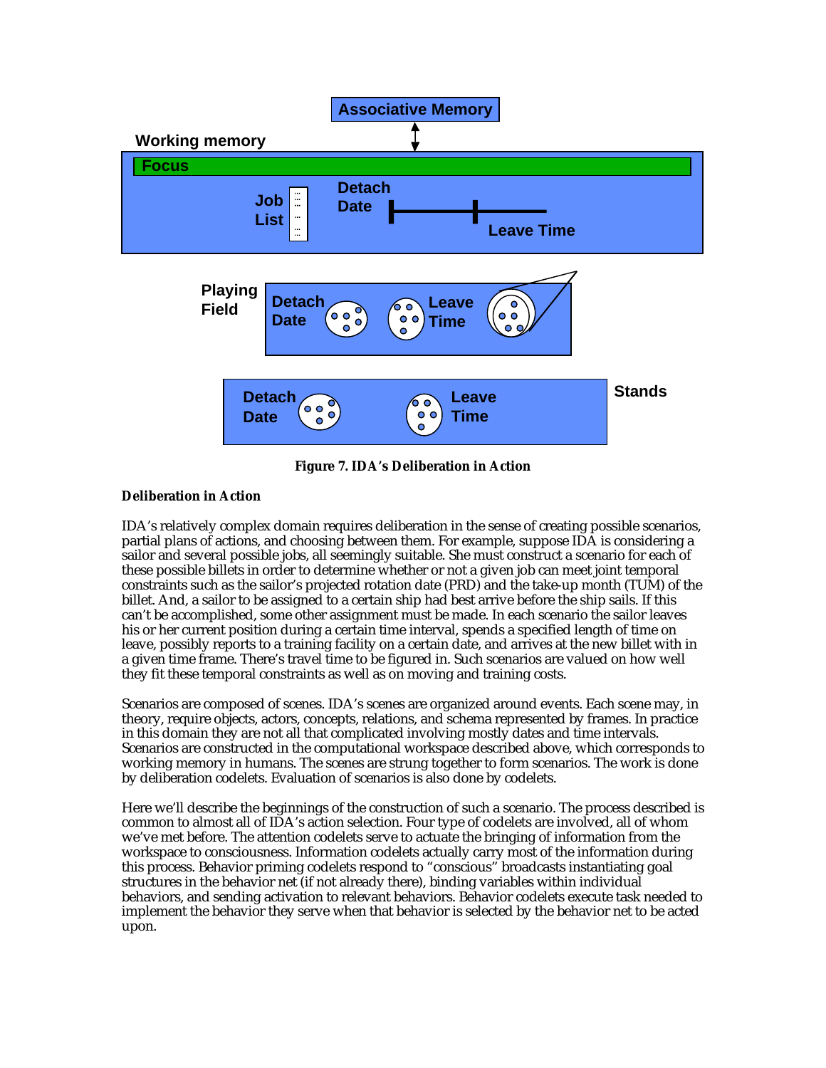Figure 7. IDA's Deliberation in Action

**Deliberation in Action**

IDA's relatively complex domain requires deliberation in the sense of creating possible scenarios, partial plans of actions, and choosing between them. For example, suppose IDA is considering a sailor and several possible jobs, all seemingly suitable. She must construct a scenario for each of these possible billets in order to determine whether or not a given job can meet joint temporal constraints such as the sailor's projected rotation date (PRD) and the take-up month (TUM) of the billet. And, a sailor to be assigned to a certain ship had best arrive before the ship sails. If this can't be accomplished, some other assignment must be made. In each scenario the sailor leaves his or her current position during a certain time interval, spends a specified length of time on leave, possibly reports to a training facility on a certain date, and arrives at the new billet with in a given time frame. There's travel time to be figured in. Such scenarios are valued on how well they fit these temporal constraints as well as on moving and training costs.

Scenarios are composed of scenes. IDA's scenes are organized around events. Each scene may, in theory, require objects, actors, concepts, relations, and schema represented by frames. In practice in this domain they are not all that complicated involving mostly dates and time intervals. Scenarios are constructed in the computational workspace described above, which corresponds to working memory in humans. The scenes are strung together to form scenarios. The work is done by deliberation codelets. Evaluation of scenarios is also done by codelets.

Here we'll describe the beginnings of the construction of such a scenario. The process described is common to almost all of IDA's action selection. Four type of codelets are involved, all of whom we've met before. The attention codelets serve to actuate the bringing of information from the workspace to consciousness. Information codelets actually carry most of the information during this process. Behavior priming codelets respond to "conscious" broadcasts instantiating goal structures in the behavior net (if not already there), binding variables within individual behaviors, and sending activation to relevant behaviors. Behavior codelets execute task needed to implement the behavior they serve when that behavior is selected by the behavior net to be acted upon.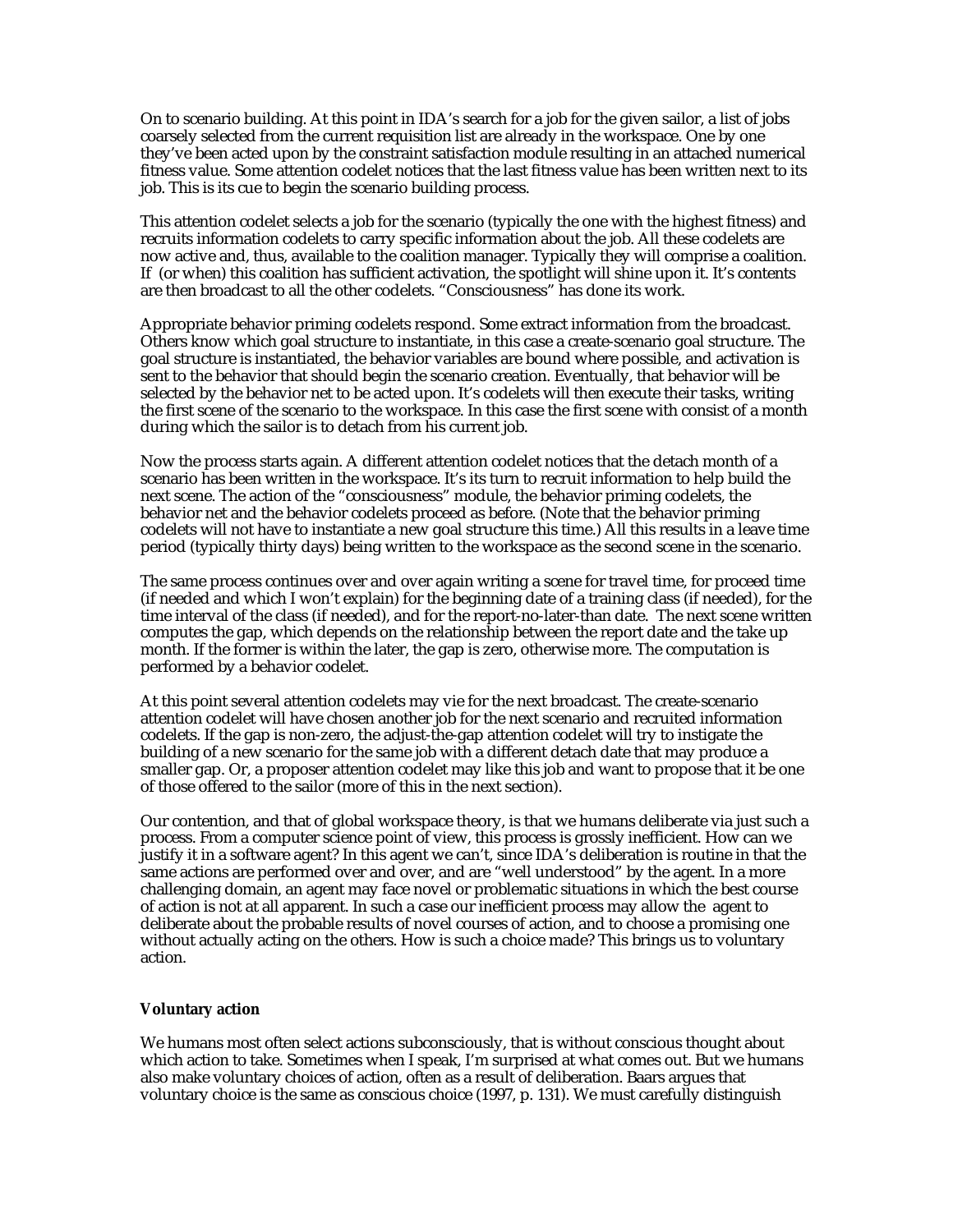On to scenario building. At this point in IDA's search for a job for the given sailor, a list of jobs coarsely selected from the current requisition list are already in the workspace. One by one they've been acted upon by the constraint satisfaction module resulting in an attached numerical fitness value. Some attention codelet notices that the last fitness value has been written next to its job. This is its cue to begin the scenario building process.

This attention codelet selects a job for the scenario (typically the one with the highest fitness) and recruits information codelets to carry specific information about the job. All these codelets are now active and, thus, available to the coalition manager. Typically they will comprise a coalition. If (or when) this coalition has sufficient activation, the spotlight will shine upon it. It's contents are then broadcast to all the other codelets. "Consciousness" has done its work.

Appropriate behavior priming codelets respond. Some extract information from the broadcast. Others know which goal structure to instantiate, in this case a create-scenario goal structure. The goal structure is instantiated, the behavior variables are bound where possible, and activation is sent to the behavior that should begin the scenario creation. Eventually, that behavior will be selected by the behavior net to be acted upon. It's codelets will then execute their tasks, writing the first scene of the scenario to the workspace. In this case the first scene with consist of a month during which the sailor is to detach from his current job.

Now the process starts again. A different attention codelet notices that the detach month of a scenario has been written in the workspace. It's its turn to recruit information to help build the next scene. The action of the "consciousness" module, the behavior priming codelets, the behavior net and the behavior codelets proceed as before. (Note that the behavior priming codelets will not have to instantiate a new goal structure this time.) All this results in a leave time period (typically thirty days) being written to the workspace as the second scene in the scenario.

The same process continues over and over again writing a scene for travel time, for proceed time (if needed and which I won't explain) for the beginning date of a training class (if needed), for the time interval of the class (if needed), and for the report-no-later-than date. The next scene written computes the gap, which depends on the relationship between the report date and the take up month. If the former is within the later, the gap is zero, otherwise more. The computation is performed by a behavior codelet.

At this point several attention codelets may vie for the next broadcast. The create-scenario attention codelet will have chosen another job for the next scenario and recruited information codelets. If the gap is non-zero, the adjust-the-gap attention codelet will try to instigate the building of a new scenario for the same job with a different detach date that may produce a smaller gap. Or, a proposer attention codelet may like this job and want to propose that it be one of those offered to the sailor (more of this in the next section).

Our contention, and that of global workspace theory, is that we humans deliberate via just such a process. From a computer science point of view, this process is grossly inefficient. How can we justify it in a software agent? In this agent we can't, since IDA's deliberation is routine in that the same actions are performed over and over, and are "well understood" by the agent. In a more challenging domain, an agent may face novel or problematic situations in which the best course of action is not at all apparent. In such a case our inefficient process may allow the agent to deliberate about the probable results of novel courses of action, and to choose a promising one without actually acting on the others. How is such a choice made? This brings us to voluntary action.

## Voluntary action

We humans most often select actions subconsciously, that is without conscious thought about which action to take. Sometimes when I speak, I'm surprised at what comes out. But we humans also make voluntary choices of action, often as a result of deliberation. Baars argues that voluntary choice is the same as conscious choice (1997, p. 131). We must carefully distinguish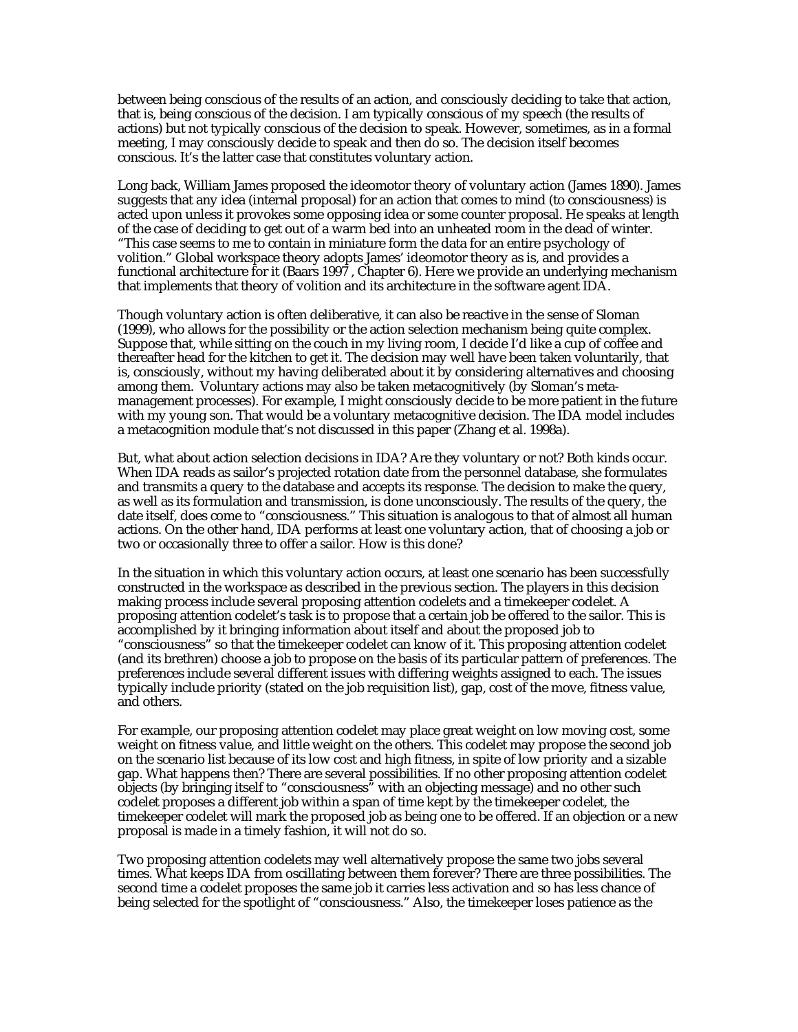between being conscious of the results of an action, and consciously deciding to take that action, that is, being conscious of the decision. I am typically conscious of my speech (the results of actions) but not typically conscious of the decision to speak. However, sometimes, as in a formal meeting, I may consciously decide to speak and then do so. The decision itself becomes conscious. It's the latter case that constitutes voluntary action.

Long back, William James proposed the ideomotor theory of voluntary action (James 1890). James suggests that any idea (internal proposal) for an action that comes to mind (to consciousness) is acted upon unless it provokes some opposing idea or some counter proposal. He speaks at length of the case of deciding to get out of a warm bed into an unheated room in the dead of winter. "This case seems to me to contain in miniature form the data for an entire psychology of volition." Global workspace theory adopts James' ideomotor theory as is, and provides a functional architecture for it (Baars 1997 , Chapter 6). Here we provide an underlying mechanism that implements that theory of volition and its architecture in the software agent IDA.

Though voluntary action is often deliberative, it can also be reactive in the sense of Sloman (1999), who allows for the possibility or the action selection mechanism being quite complex. Suppose that, while sitting on the couch in my living room, I decide I'd like a cup of coffee and thereafter head for the kitchen to get it. The decision may well have been taken voluntarily, that is, consciously, without my having deliberated about it by considering alternatives and choosing among them. Voluntary actions may also be taken metacognitively (by Sloman's meta-management processes). For example, I might consciously decide to be more patient in the future with my young son. That would be a voluntary metacognitive decision. The IDA model includes a metacognition module that's not discussed in this paper (Zhang et al. 1998a).

But, what about action selection decisions in IDA? Are they voluntary or not? Both kinds occur. When IDA reads as sailor's projected rotation date from the personnel database, she formulates and transmits a query to the database and accepts its response. The decision to make the query, as well as its formulation and transmission, is done unconsciously. The results of the query, the date itself, does come to "consciousness." This situation is analogous to that of almost all human actions. On the other hand, IDA performs at least one voluntary action, that of choosing a job or two or occasionally three to offer a sailor. How is this done?

In the situation in which this voluntary action occurs, at least one scenario has been successfully constructed in the workspace as described in the previous section. The players in this decision making process include several proposing attention codelets and a timekeeper codelet. A proposing attention codelet's task is to propose that a certain job be offered to the sailor. This is accomplished by it bringing information about itself and about the proposed job to "consciousness" so that the timekeeper codelet can know of it. This proposing attention codelet (and its brethren) choose a job to propose on the basis of its particular pattern of preferences. The preferences include several different issues with differing weights assigned to each. The issues typically include priority (stated on the job requisition list), gap, cost of the move, fitness value, and others.

For example, our proposing attention codelet may place great weight on low moving cost, some weight on fitness value, and little weight on the others. This codelet may propose the second job on the scenario list because of its low cost and high fitness, in spite of low priority and a sizable gap. What happens then? There are several possibilities. If no other proposing attention codelet objects (by bringing itself to "consciousness" with an objecting message) and no other such codelet proposes a different job within a span of time kept by the timekeeper codelet, the timekeeper codelet will mark the proposed job as being one to be offered. If an objection or a new proposal is made in a timely fashion, it will not do so.

Two proposing attention codelets may well alternatively propose the same two jobs several times. What keeps IDA from oscillating between them forever? There are three possibilities. The second time a codelet proposes the same job it carries less activation and so has less chance of being selected for the spotlight of "consciousness." Also, the timekeeper loses patience as the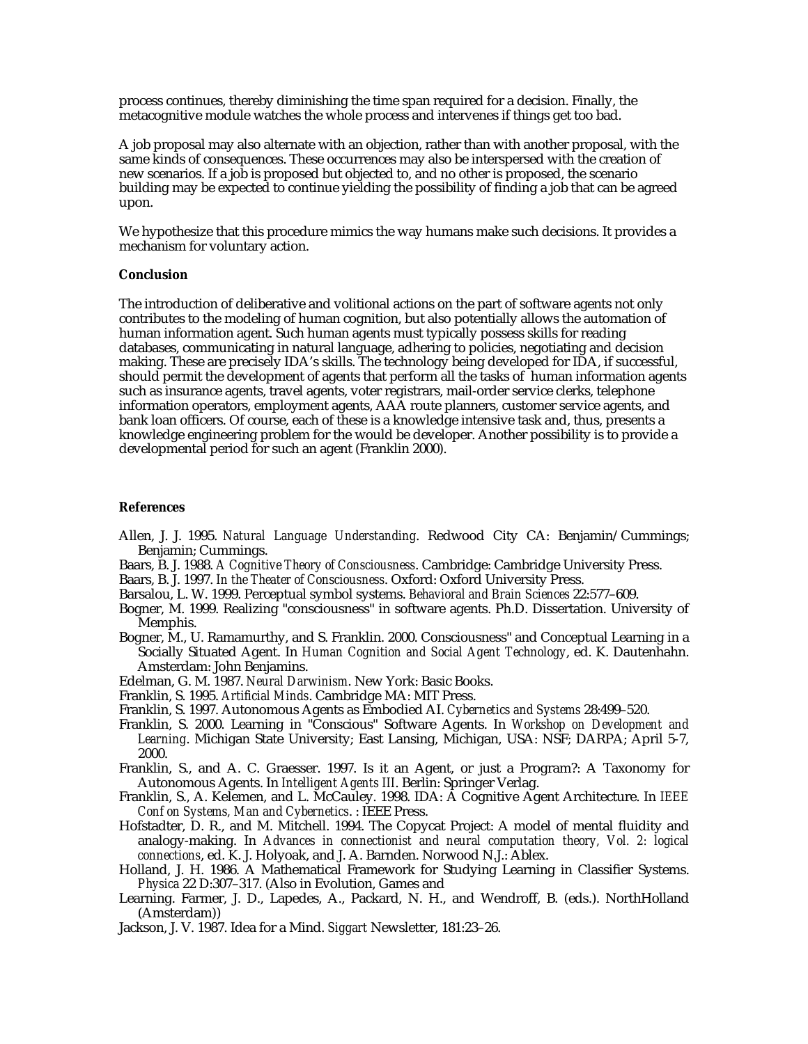process continues, thereby diminishing the time span required for a decision. Finally, the metacognitive module watches the whole process and intervenes if things get too bad.

A job proposal may also alternate with an objection, rather than with another proposal, with the same kinds of consequences. These occurrences may also be interspersed with the creation of new scenarios. If a job is proposed but objected to, and no other is proposed, the scenario building may be expected to continue yielding the possibility of finding a job that can be agreed upon.

We hypothesize that this procedure mimics the way humans make such decisions. It provides a mechanism for voluntary action.

**Conclusion**

The introduction of deliberative and volitional actions on the part of software agents not only contributes to the modeling of human cognition, but also potentially allows the automation of human information agent. Such human agents must typically possess skills for reading databases, communicating in natural language, adhering to policies, negotiating and decision making. These are precisely IDA's skills. The technology being developed for IDA, if successful, should permit the development of agents that perform all the tasks of human information agents such as insurance agents, travel agents, voter registrars, mail-order service clerks, telephone information operators, employment agents, AAA route planners, customer service agents, and bank loan officers. Of course, each of these is a knowledge intensive task and, thus, presents a knowledge engineering problem for the would be developer. Another possibility is to provide a developmental period for such an agent (Franklin 2000).

**References**

Allen, J. J. 1995. *Natural Language Understanding*. Redwood City CA: Benjamin/Cummings; Benjamin; Cummings.

Baars, B. J. 1988. *A Cognitive Theory of Consciousness*. Cambridge: Cambridge University Press.

Baars, B. J. 1997. *In the Theater of Consciousness*. Oxford: Oxford University Press.

Barsalou, L. W. 1999. Perceptual symbol systems. *Behavioral and Brain Sciences* 22:577–609.

Bogner, M. 1999. Realizing "consciousness" in software agents. Ph.D. Dissertation. University of Memphis.

Bogner, M., U. Ramamurthy, and S. Franklin. 2000. Consciousness" and Conceptual Learning in a Socially Situated Agent. In *Human Cognition and Social Agent Technology*, ed. K. Dautenhahn. Amsterdam: John Benjamins.

Edelman, G. M. 1987. *Neural Darwinism*. New York: Basic Books.

Franklin, S. 1995. *Artificial Minds*. Cambridge MA: MIT Press.

Franklin, S. 1997. Autonomous Agents as Embodied AI. *Cybernetics and Systems* 28:499–520.

Franklin, S. 2000. Learning in "Conscious" Software Agents. In *Workshop on Development and Learning*. Michigan State University; East Lansing, Michigan, USA: NSF; DARPA; April 5-7, 2000.

Franklin, S., and A. C. Graesser. 1997. Is it an Agent, or just a Program?: A Taxonomy for Autonomous Agents. In *Intelligent Agents III*. Berlin: Springer Verlag.

Franklin, S., A. Kelemen, and L. McCauley. 1998. IDA: A Cognitive Agent Architecture. In *IEEE Conf on Systems, Man and Cybernetics*. : IEEE Press.

Hofstadter, D. R., and M. Mitchell. 1994. The Copycat Project: A model of mental fluidity and analogy-making. In *Advances in connectionist and neural computation theory, Vol. 2: logical connections*, ed. K. J. Holyoak, and J. A. Barnden. Norwood N.J.: Ablex.

Holland, J. H. 1986. A Mathematical Framework for Studying Learning in Classifier Systems. *Physica* 22 D:307–317. (Also in Evolution, Games and

Learning. Farmer, J. D., Lapedes, A., Packard, N. H., and Wendroff, B. (eds.). NorthHolland (Amsterdam))

Jackson, J. V. 1987. Idea for a Mind. *Siggart* Newsletter, 181:23–26.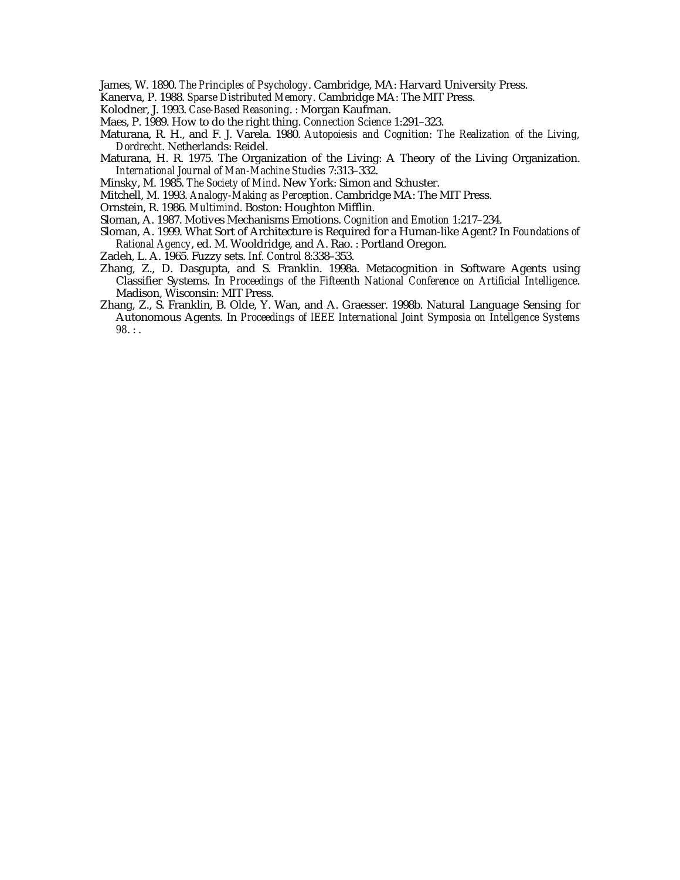James, W. 1890. *The Principles of Psychology*. Cambridge, MA: Harvard University Press.

Kanerva, P. 1988. *Sparse Distributed Memory*. Cambridge MA: The MIT Press.

Kolodner, J. 1993. *Case-Based Reasoning*. : Morgan Kaufman.

Maes, P. 1989. How to do the right thing. *Connection Science* 1:291–323.

Maturana, R. H., and F. J. Varela. 1980. *Autopoiesis and Cognition: The Realization of the Living, Dordrecht*. Netherlands: Reidel.

Maturana, H. R. 1975. The Organization of the Living: A Theory of the Living Organization. *International Journal of Man-Machine Studies* 7:313–332.

Minsky, M. 1985. *The Society of Mind*. New York: Simon and Schuster.

Mitchell, M. 1993. *Analogy-Making as Perception*. Cambridge MA: The MIT Press.

Ornstein, R. 1986. *Multimind*. Boston: Houghton Mifflin.

Sloman, A. 1987. Motives Mechanisms Emotions. *Cognition and Emotion* 1:217–234.

Sloman, A. 1999. What Sort of Architecture is Required for a Human-like Agent? In *Foundations of Rational Agency*, ed. M. Wooldridge, and A. Rao. : Portland Oregon.

Zadeh, L. A. 1965. Fuzzy sets. *Inf. Control* 8:338–353.

Zhang, Z., D. Dasgupta, and S. Franklin. 1998a. Metacognition in Software Agents using Classifier Systems. In *Proceedings of the Fifteenth National Conference on Artificial Intelligence*. Madison, Wisconsin: MIT Press.

Zhang, Z., S. Franklin, B. Olde, Y. Wan, and A. Graesser. 1998b. Natural Language Sensing for Autonomous Agents. In *Proceedings of IEEE International Joint Symposia on Intellgence Systems 98*. : .